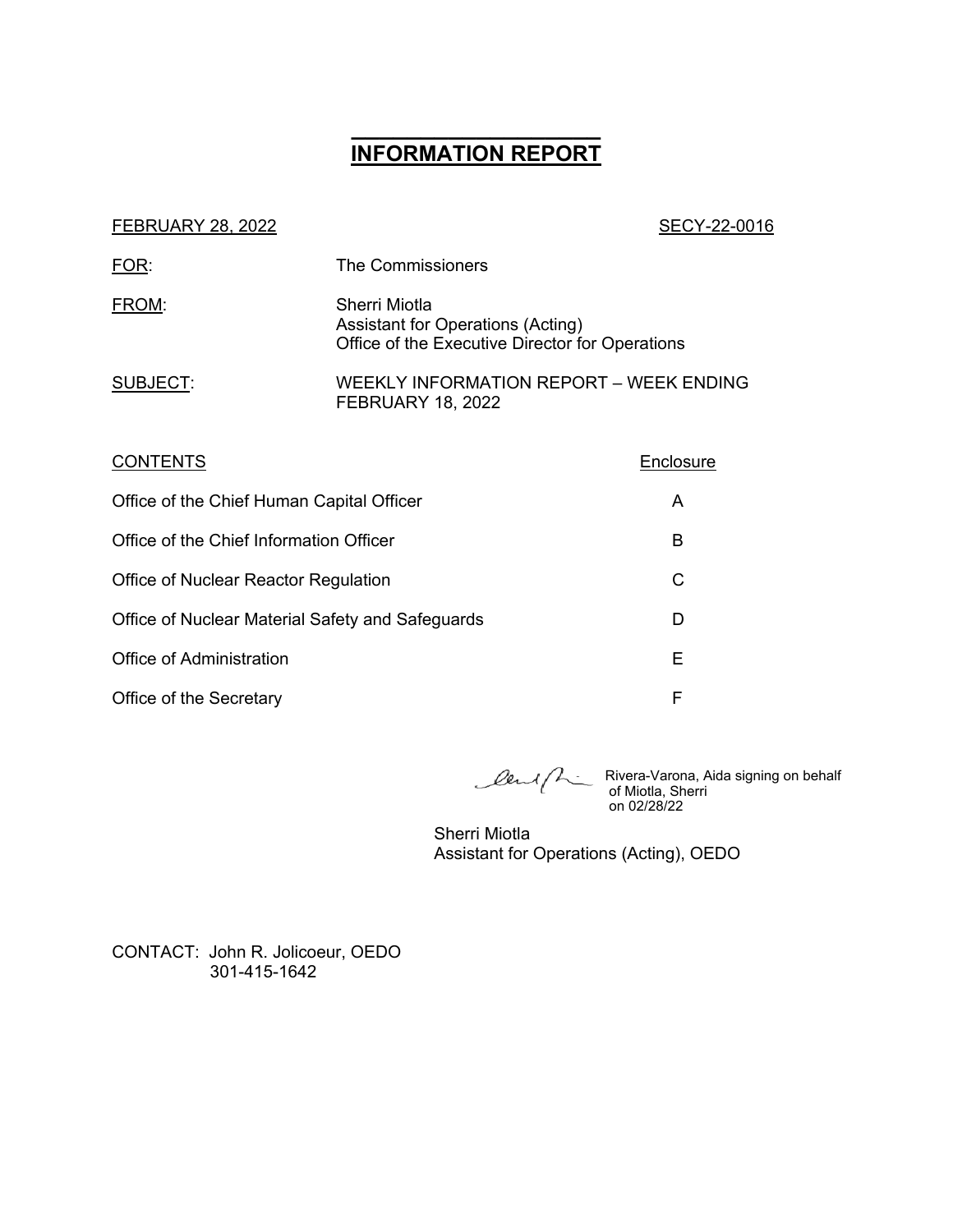# INFORMATION REPORT

FEBRUARY 28, 2022 SECY-22-0016

FOR: The Commissioners

FROM: Sherri Miotla
Assistant for Operations (Acting)
Office of the Executive Director for Operations

SUBJECT: WEEKLY INFORMATION REPORT – WEEK ENDING FEBRUARY 18, 2022

| CONTENTS | Enclosure |
| --- | --- |
| Office of the Chief Human Capital Officer | A |
| Office of the Chief Information Officer | B |
| Office of Nuclear Reactor Regulation | C |
| Office of Nuclear Material Safety and Safeguards | D |
| Office of Administration | E |
| Office of the Secretary | F |

Rivera-Varona, Aida signing on behalf of Miotla, Sherri on 02/28/22

Sherri Miotla
Assistant for Operations (Acting), OEDO

CONTACT: John R. Jolicoeur, OEDO
301-415-1642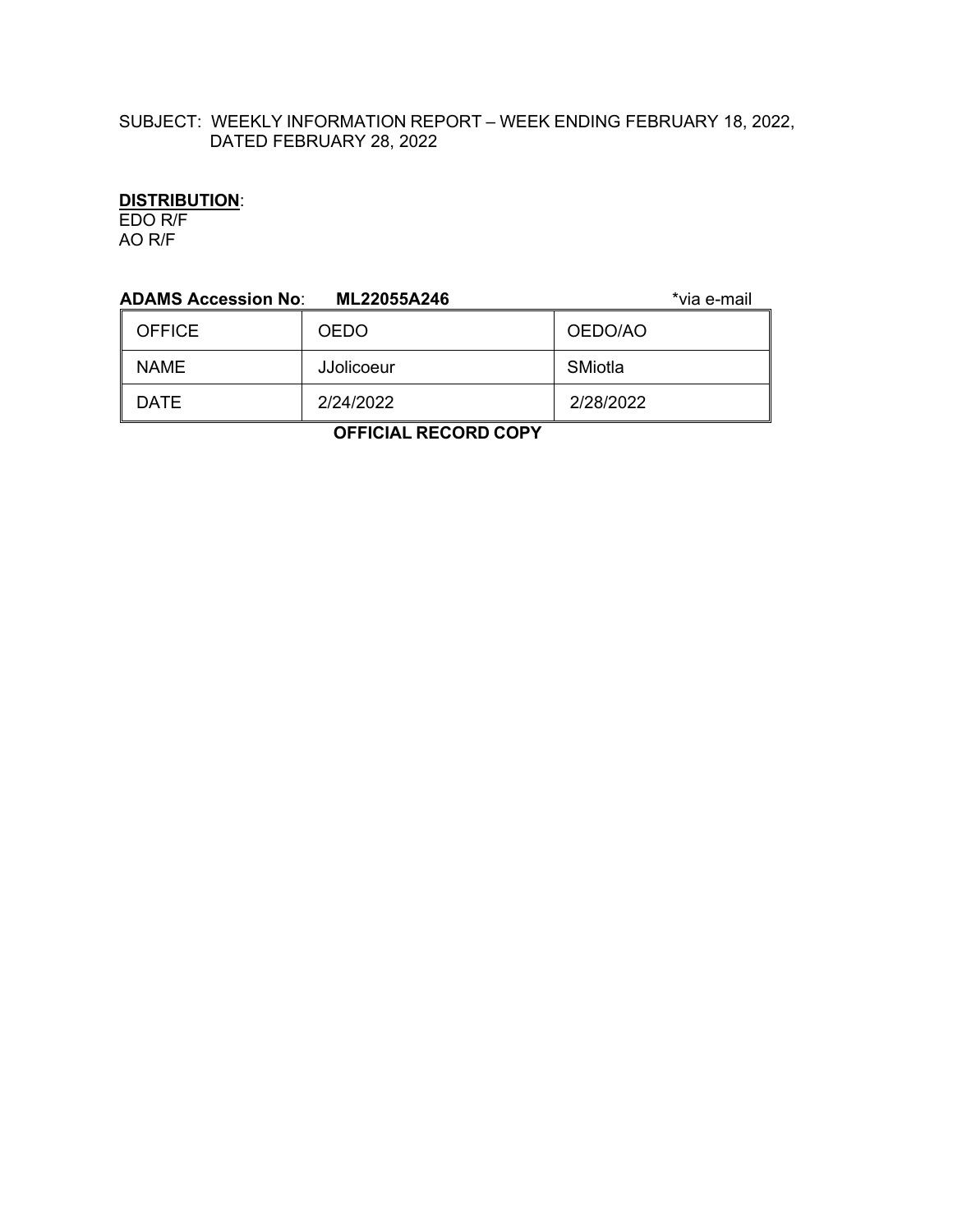SUBJECT: WEEKLY INFORMATION REPORT – WEEK ENDING FEBRUARY 18, 2022, DATED FEBRUARY 28, 2022

**DISTRIBUTION**:
EDO R/F
AO R/F

**ADAMS Accession No**: **ML22055A246** *via e-mail

| OFFICE | OEDO | OEDO/AO |
|---|---|---|
| NAME | JJolicoeur | SMiotla |
| DATE | 2/24/2022 | 2/28/2022 |

**OFFICIAL RECORD COPY**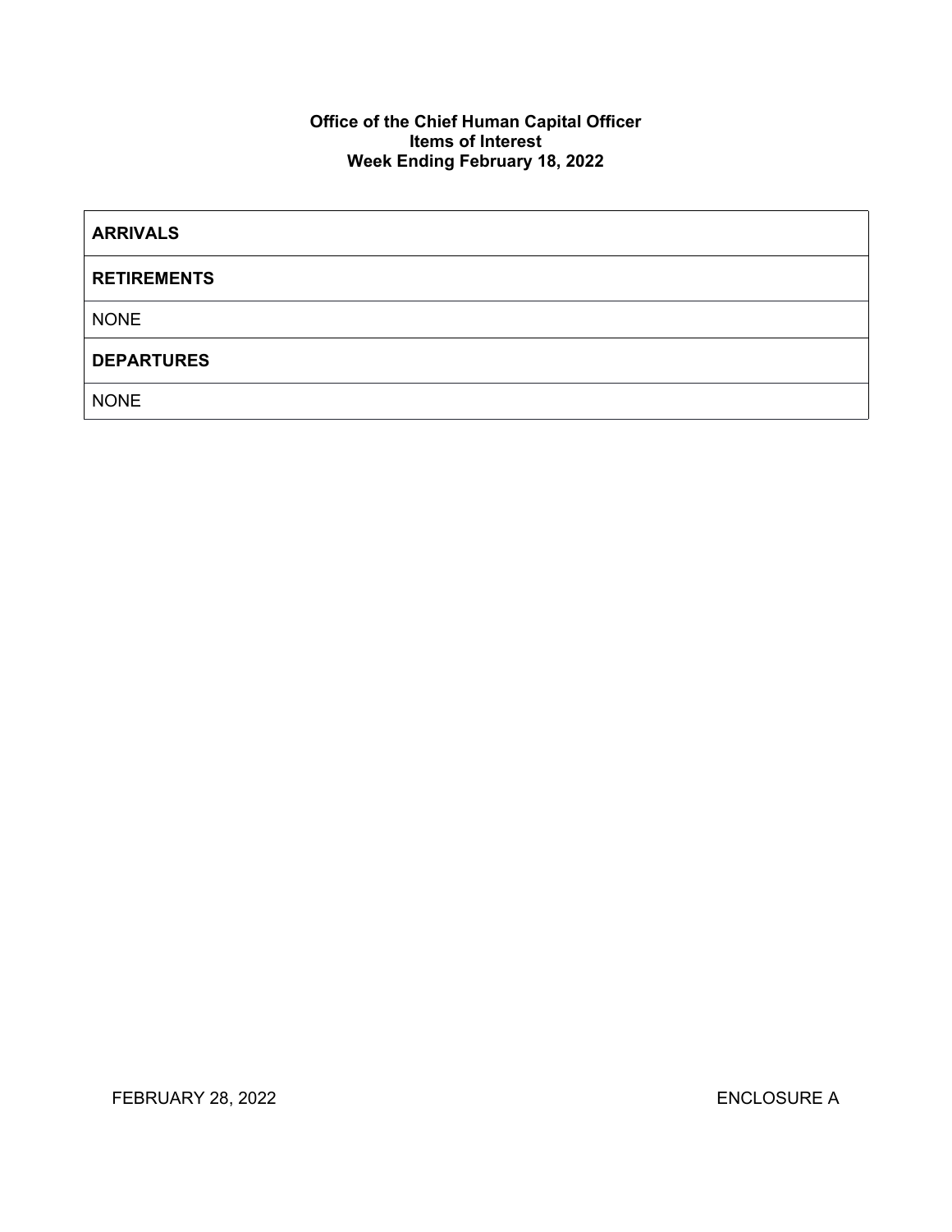**Office of the Chief Human Capital Officer**
**Items of Interest**
**Week Ending February 18, 2022**

| **ARRIVALS** |
|---|
| **RETIREMENTS** |
| NONE |
| **DEPARTURES** |
| NONE |

FEBRUARY 28, 2022 ENCLOSURE A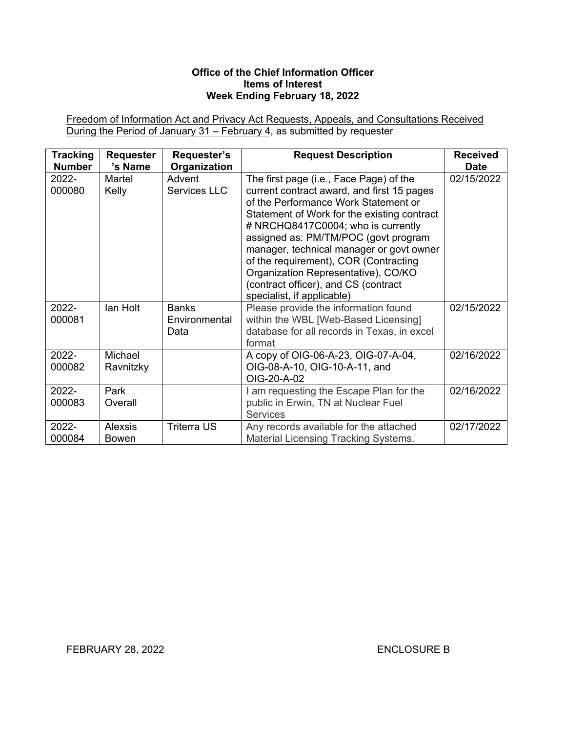**Office of the Chief Information Officer**
**Items of Interest**
**Week Ending February 18, 2022**

Freedom of Information Act and Privacy Act Requests, Appeals, and Consultations Received During the Period of January 31 – February 4, as submitted by requester

| Tracking Number | Requester's Name | Requester's Organization | Request Description | Received Date |
|---|---|---|---|---|
| 2022-000080 | Martel Kelly | Advent Services LLC | The first page (i.e., Face Page) of the current contract award, and first 15 pages of the Performance Work Statement or Statement of Work for the existing contract # NRCHQ8417C0004; who is currently assigned as: PM/TM/POC (govt program manager, technical manager or govt owner of the requirement), COR (Contracting Organization Representative), CO/KO (contract officer), and CS (contract specialist, if applicable) | 02/15/2022 |
| 2022-000081 | Ian Holt | Banks Environmental Data | Please provide the information found within the WBL [Web-Based Licensing] database for all records in Texas, in excel format | 02/15/2022 |
| 2022-000082 | Michael Ravnitzky | | A copy of OIG-06-A-23, OIG-07-A-04, OIG-08-A-10, OIG-10-A-11, and OIG-20-A-02 | 02/16/2022 |
| 2022-000083 | Park Overall | | I am requesting the Escape Plan for the public in Erwin, TN at Nuclear Fuel Services | 02/16/2022 |
| 2022-000084 | Alexsis Bowen | Triterra US | Any records available for the attached Material Licensing Tracking Systems. | 02/17/2022 |

FEBRUARY 28, 2022 ENCLOSURE B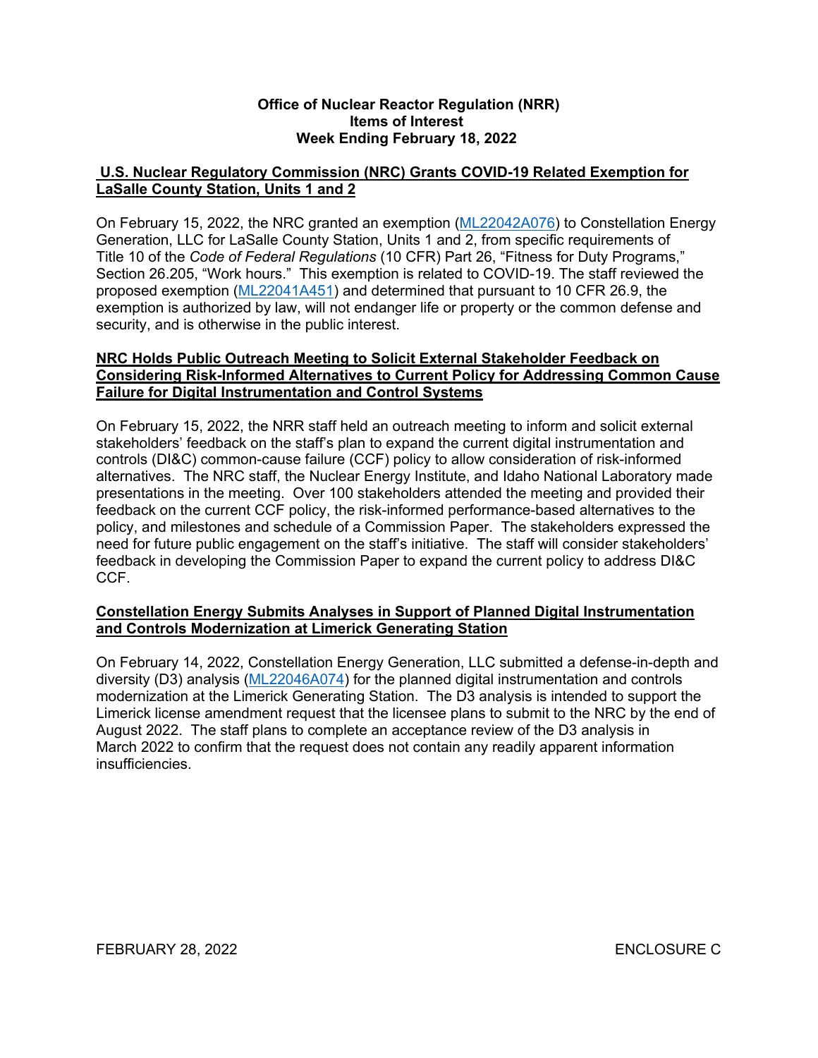**Office of Nuclear Reactor Regulation (NRR)**
**Items of Interest**
**Week Ending February 18, 2022**

## U.S. Nuclear Regulatory Commission (NRC) Grants COVID-19 Related Exemption for LaSalle County Station, Units 1 and 2

On February 15, 2022, the NRC granted an exemption (ML22042A076) to Constellation Energy Generation, LLC for LaSalle County Station, Units 1 and 2, from specific requirements of Title 10 of the *Code of Federal Regulations* (10 CFR) Part 26, "Fitness for Duty Programs," Section 26.205, "Work hours." This exemption is related to COVID-19. The staff reviewed the proposed exemption (ML22041A451) and determined that pursuant to 10 CFR 26.9, the exemption is authorized by law, will not endanger life or property or the common defense and security, and is otherwise in the public interest.

## NRC Holds Public Outreach Meeting to Solicit External Stakeholder Feedback on Considering Risk-Informed Alternatives to Current Policy for Addressing Common Cause Failure for Digital Instrumentation and Control Systems

On February 15, 2022, the NRR staff held an outreach meeting to inform and solicit external stakeholders' feedback on the staff's plan to expand the current digital instrumentation and controls (DI&C) common-cause failure (CCF) policy to allow consideration of risk-informed alternatives. The NRC staff, the Nuclear Energy Institute, and Idaho National Laboratory made presentations in the meeting. Over 100 stakeholders attended the meeting and provided their feedback on the current CCF policy, the risk-informed performance-based alternatives to the policy, and milestones and schedule of a Commission Paper. The stakeholders expressed the need for future public engagement on the staff's initiative. The staff will consider stakeholders' feedback in developing the Commission Paper to expand the current policy to address DI&C CCF.

## Constellation Energy Submits Analyses in Support of Planned Digital Instrumentation and Controls Modernization at Limerick Generating Station

On February 14, 2022, Constellation Energy Generation, LLC submitted a defense-in-depth and diversity (D3) analysis (ML22046A074) for the planned digital instrumentation and controls modernization at the Limerick Generating Station. The D3 analysis is intended to support the Limerick license amendment request that the licensee plans to submit to the NRC by the end of August 2022. The staff plans to complete an acceptance review of the D3 analysis in March 2022 to confirm that the request does not contain any readily apparent information insufficiencies.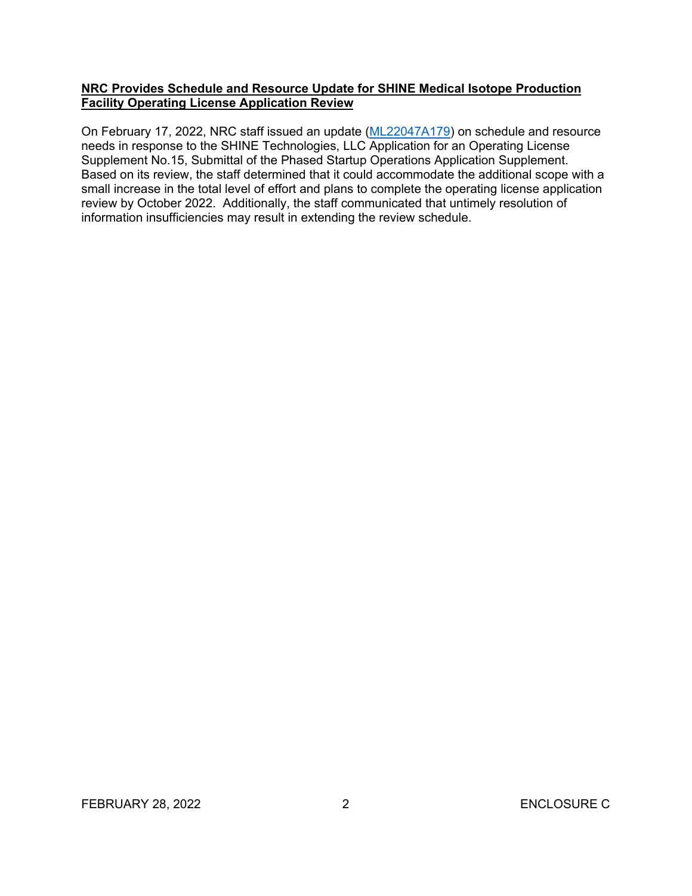**NRC Provides Schedule and Resource Update for SHINE Medical Isotope Production Facility Operating License Application Review**

On February 17, 2022, NRC staff issued an update (ML22047A179) on schedule and resource needs in response to the SHINE Technologies, LLC Application for an Operating License Supplement No.15, Submittal of the Phased Startup Operations Application Supplement. Based on its review, the staff determined that it could accommodate the additional scope with a small increase in the total level of effort and plans to complete the operating license application review by October 2022. Additionally, the staff communicated that untimely resolution of information insufficiencies may result in extending the review schedule.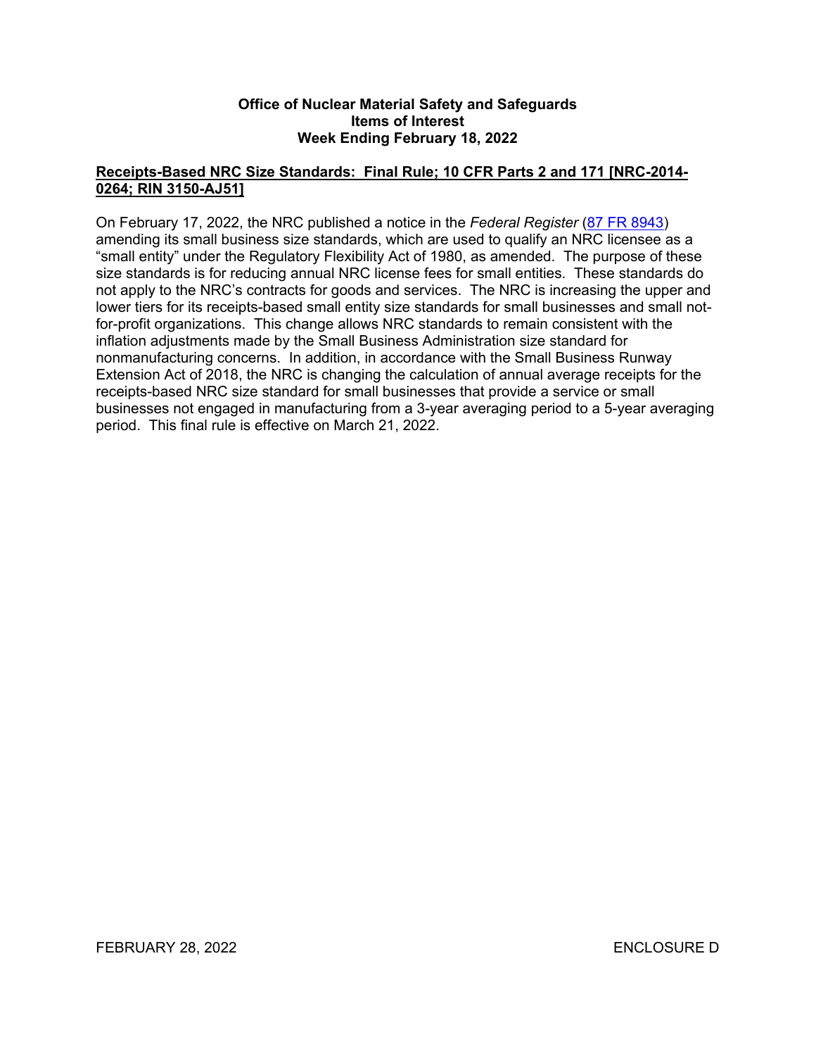**Office of Nuclear Material Safety and Safeguards**
**Items of Interest**
**Week Ending February 18, 2022**

**Receipts-Based NRC Size Standards: Final Rule; 10 CFR Parts 2 and 171 [NRC-2014-0264; RIN 3150-AJ51]**

On February 17, 2022, the NRC published a notice in the *Federal Register* ([87 FR 8943](87 FR 8943)) amending its small business size standards, which are used to qualify an NRC licensee as a "small entity" under the Regulatory Flexibility Act of 1980, as amended. The purpose of these size standards is for reducing annual NRC license fees for small entities. These standards do not apply to the NRC's contracts for goods and services. The NRC is increasing the upper and lower tiers for its receipts-based small entity size standards for small businesses and small not-for-profit organizations. This change allows NRC standards to remain consistent with the inflation adjustments made by the Small Business Administration size standard for nonmanufacturing concerns. In addition, in accordance with the Small Business Runway Extension Act of 2018, the NRC is changing the calculation of annual average receipts for the receipts-based NRC size standard for small businesses that provide a service or small businesses not engaged in manufacturing from a 3-year averaging period to a 5-year averaging period. This final rule is effective on March 21, 2022.

FEBRUARY 28, 2022 ENCLOSURE D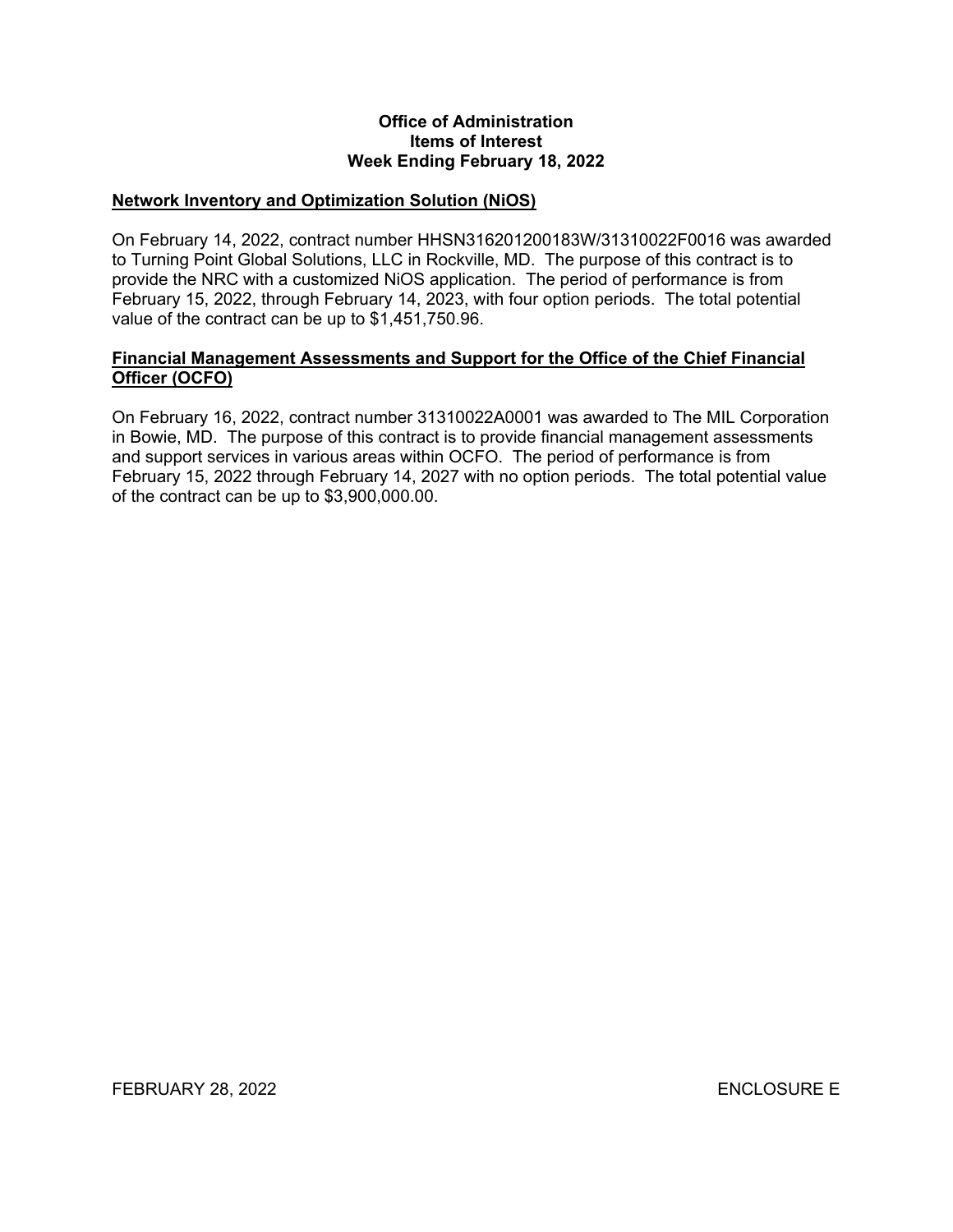**Office of Administration**
**Items of Interest**
**Week Ending February 18, 2022**

## Network Inventory and Optimization Solution (NiOS)

On February 14, 2022, contract number HHSN316201200183W/31310022F0016 was awarded to Turning Point Global Solutions, LLC in Rockville, MD. The purpose of this contract is to provide the NRC with a customized NiOS application. The period of performance is from February 15, 2022, through February 14, 2023, with four option periods. The total potential value of the contract can be up to $1,451,750.96.

## Financial Management Assessments and Support for the Office of the Chief Financial Officer (OCFO)

On February 16, 2022, contract number 31310022A0001 was awarded to The MIL Corporation in Bowie, MD. The purpose of this contract is to provide financial management assessments and support services in various areas within OCFO. The period of performance is from February 15, 2022 through February 14, 2027 with no option periods. The total potential value of the contract can be up to $3,900,000.00.

FEBRUARY 28, 2022 ENCLOSURE E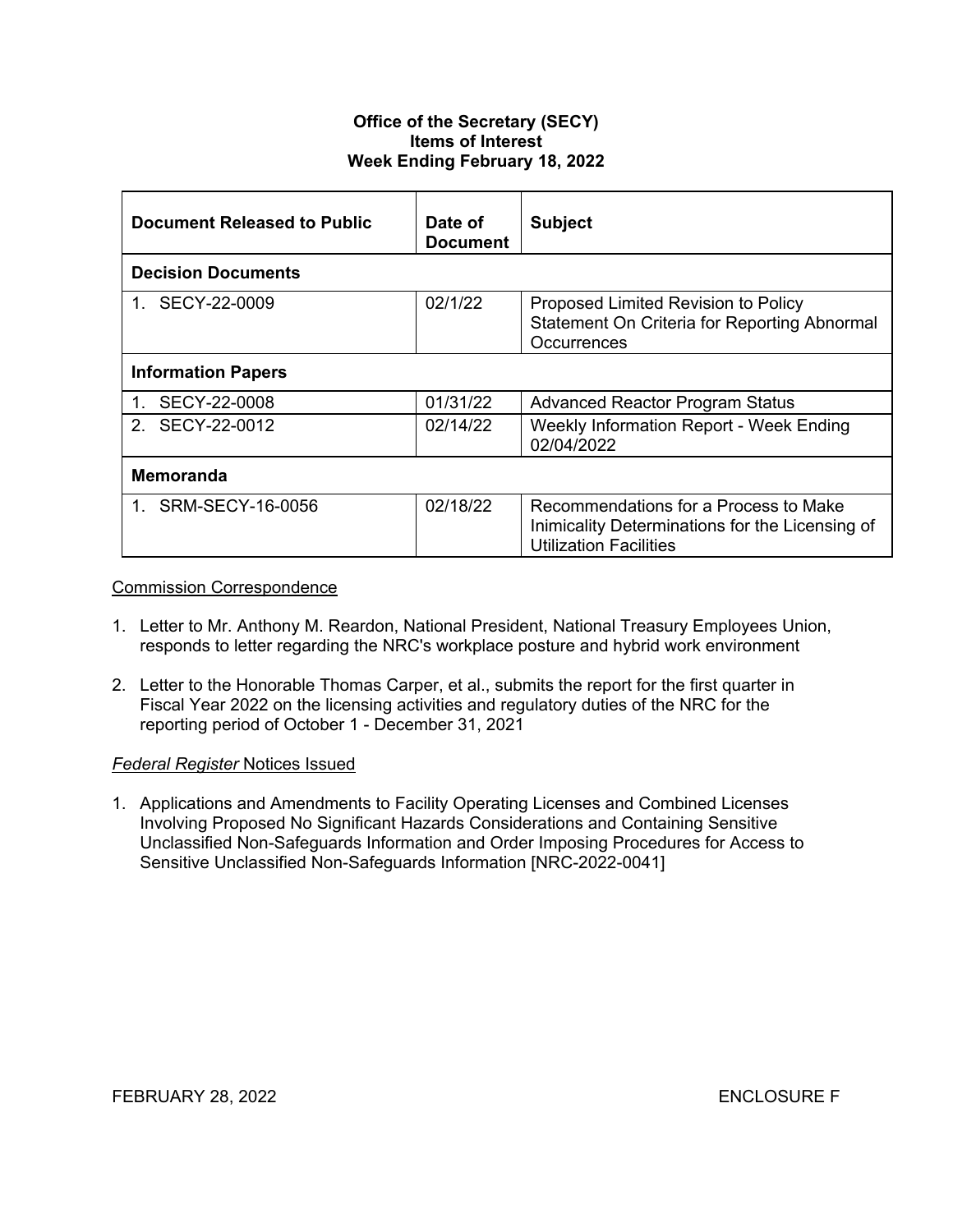**Office of the Secretary (SECY)**
**Items of Interest**
**Week Ending February 18, 2022**

| Document Released to Public | Date of Document | Subject |
|---|---|---|
| **Decision Documents** | | |
| 1. SECY-22-0009 | 02/1/22 | Proposed Limited Revision to Policy Statement On Criteria for Reporting Abnormal Occurrences |
| **Information Papers** | | |
| 1. SECY-22-0008 | 01/31/22 | Advanced Reactor Program Status |
| 2. SECY-22-0012 | 02/14/22 | Weekly Information Report - Week Ending 02/04/2022 |
| **Memoranda** | | |
| 1. SRM-SECY-16-0056 | 02/18/22 | Recommendations for a Process to Make Inimicality Determinations for the Licensing of Utilization Facilities |

Commission Correspondence

1. Letter to Mr. Anthony M. Reardon, National President, National Treasury Employees Union, responds to letter regarding the NRC's workplace posture and hybrid work environment

2. Letter to the Honorable Thomas Carper, et al., submits the report for the first quarter in Fiscal Year 2022 on the licensing activities and regulatory duties of the NRC for the reporting period of October 1 - December 31, 2021

*Federal Register* Notices Issued

1. Applications and Amendments to Facility Operating Licenses and Combined Licenses Involving Proposed No Significant Hazards Considerations and Containing Sensitive Unclassified Non-Safeguards Information and Order Imposing Procedures for Access to Sensitive Unclassified Non-Safeguards Information [NRC-2022-0041]

FEBRUARY 28, 2022 ENCLOSURE F